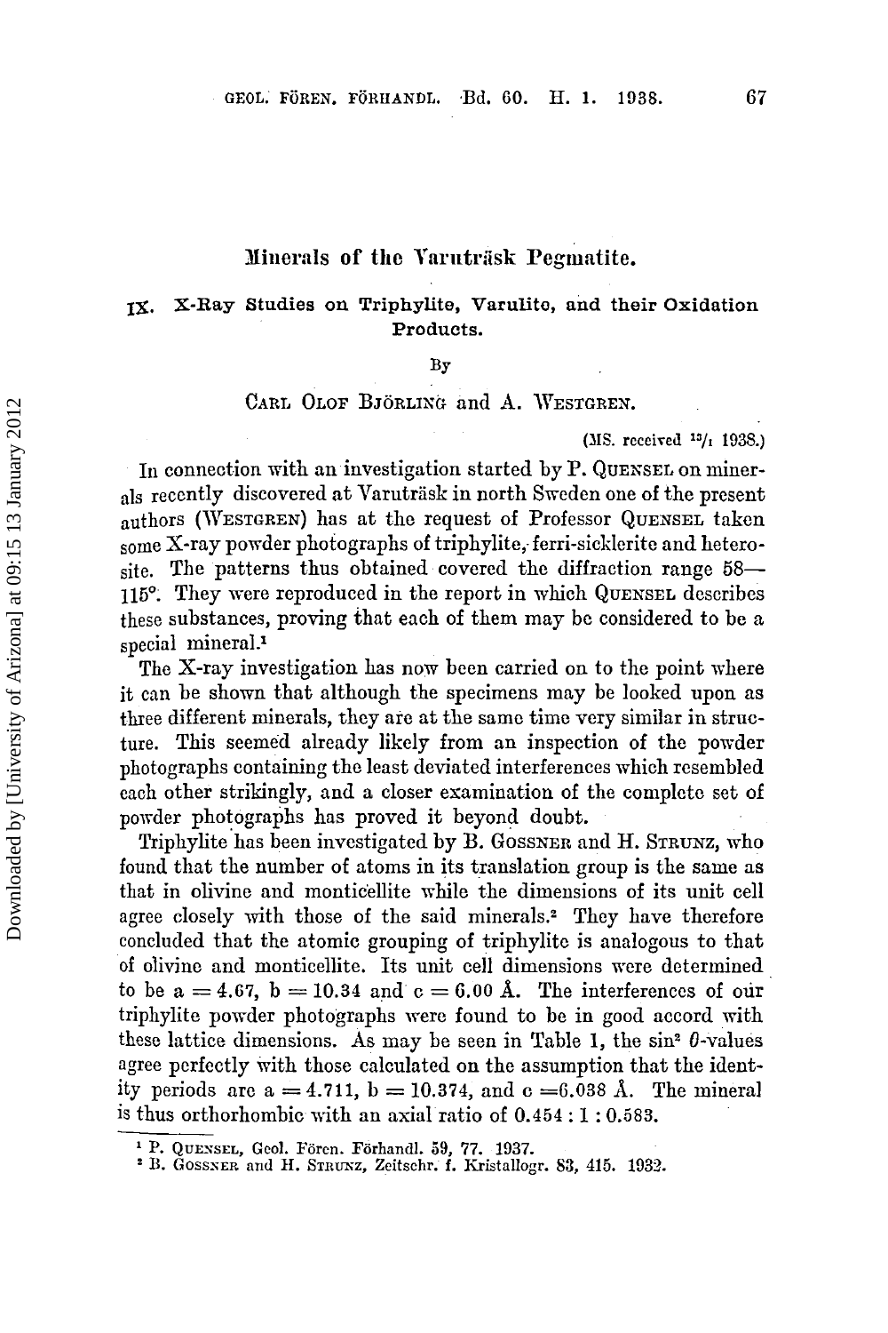# Minerals of the Varuträsk Pegmatite.

## IX. X-Ray Studies on Triphylite, Varulite, and their Oxidation Products.

By

CARL OLOF BJÖRLING and A. WESTGREN.

(MS. received 13/1 1938.)

In connection with an investigation started by P. QUENSEL on minerals recently discovered at Varuträsk in north Sweden one of the present authors (WESTGREN) has at the request of Professor QUENSEL taken some X-ray powder photographs of triphylite, ferri-sicklerite and heterosite. The patterns thus obtained covered the diffraction range 58—115°. They were reproduced in the report in which QUENSEL describes these substances, proving that each of them may be considered to be a special mineral.[1]

The X-ray investigation has now been carried on to the point where it can be shown that although the specimens may be looked upon as three different minerals, they are at the same time very similar in structure. This seemed already likely from an inspection of the powder photographs containing the least deviated interferences which resembled each other strikingly, and a closer examination of the complete set of powder photographs has proved it beyond doubt.

Triphylite has been investigated by B. GOSSNER and H. STRUNZ, who found that the number of atoms in its translation group is the same as that in olivine and monticellite while the dimensions of its unit cell agree closely with those of the said minerals.[2] They have therefore concluded that the atomic grouping of triphylite is analogous to that of olivine and monticellite. Its unit cell dimensions were determined to be $a = 4.67$, $b = 10.34$ and $c = 6.00$ Å. The interferences of our triphylite powder photographs were found to be in good accord with these lattice dimensions. As may be seen in Table 1, the $\sin^2 \theta$-values agree perfectly with those calculated on the assumption that the identity periods are $a = 4.711$, $b = 10.374$, and $c = 6.038$ Å. The mineral is thus orthorhombic with an axial ratio of $0.454 : 1 : 0.583$.

---

[1] P. QUENSEL, Geol. Fören. Förhandl. 59, 77. 1937.

[2] B. GOSSNER and H. STRUNZ, Zeitschr. f. Kristallogr. 83, 415. 1932.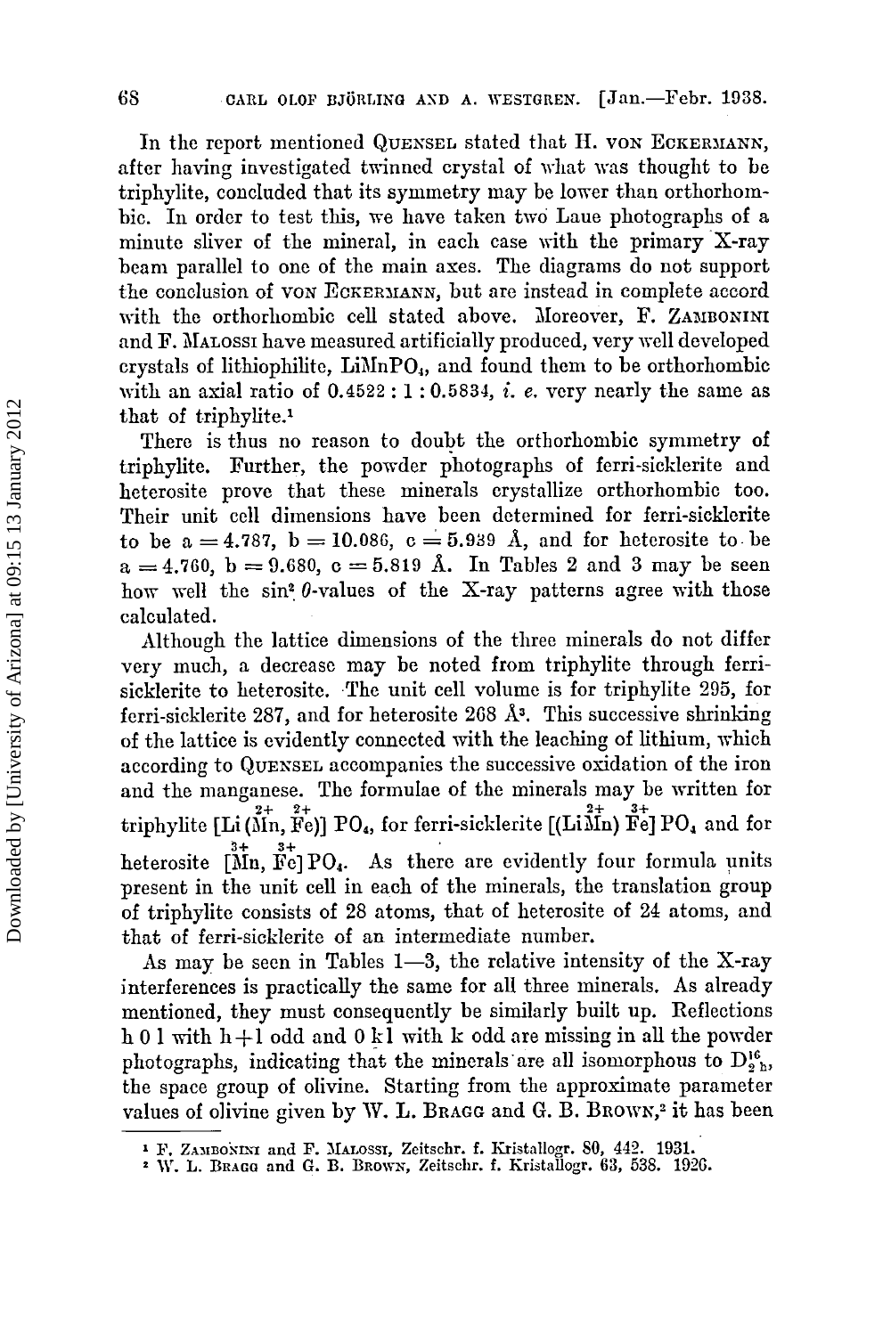In the report mentioned QUENSEL stated that H. VON ECKERMANN, after having investigated twinned crystal of what was thought to be triphylite, concluded that its symmetry may be lower than orthorhombic. In order to test this, we have taken two Laue photographs of a minute sliver of the mineral, in each case with the primary X-ray beam parallel to one of the main axes. The diagrams do not support the conclusion of VON ECKERMANN, but are instead in complete accord with the orthorhombic cell stated above. Moreover, F. ZAMBONINI and F. MALOSSI have measured artificially produced, very well developed crystals of lithiophilite, $LiMnPO_4$, and found them to be orthorhombic with an axial ratio of 0.4522 : 1 : 0.5834, *i. e.* very nearly the same as that of triphylite.[1]

There is thus no reason to doubt the orthorhombic symmetry of triphylite. Further, the powder photographs of ferri-sicklerite and heterosite prove that these minerals crystallize orthorhombic too. Their unit cell dimensions have been determined for ferri-sicklerite to be a = 4.787, b = 10.086, c = 5.939 Å, and for heterosite to be a = 4.760, b = 9.680, c = 5.819 Å. In Tables 2 and 3 may be seen how well the $\sin^2 \theta$-values of the X-ray patterns agree with those calculated.

Although the lattice dimensions of the three minerals do not differ very much, a decrease may be noted from triphylite through ferri-sicklerite to heterosite. The unit cell volume is for triphylite 295, for ferri-sicklerite 287, and for heterosite 268 Å$^3$. This successive shrinking of the lattice is evidently connected with the leaching of lithium, which according to QUENSEL accompanies the successive oxidation of the iron and the manganese. The formulae of the minerals may be written for triphylite $[Li(\overset{2+}{Mn}, \overset{2+}{Fe})]PO_4$, for ferri-sicklerite $[(Li\overset{2+}{Mn})\overset{3+}{Fe}]PO_4$ and for heterosite $[\overset{3+}{Mn}, \overset{3+}{Fe}]PO_4$. As there are evidently four formula units present in the unit cell in each of the minerals, the translation group of triphylite consists of 28 atoms, that of heterosite of 24 atoms, and that of ferri-sicklerite of an intermediate number.

As may be seen in Tables 1—3, the relative intensity of the X-ray interferences is practically the same for all three minerals. As already mentioned, they must consequently be similarly built up. Reflections h 0 l with h + l odd and 0 k l with k odd are missing in all the powder photographs, indicating that the minerals are all isomorphous to $D_{2h}^{16}$, the space group of olivine. Starting from the approximate parameter values of olivine given by W. L. BRAGG and G. B. BROWN,[2] it has been

[1] F. ZAMBONINI and F. MALOSSI, Zeitschr. f. Kristallogr. 80, 442. 1931.

[2] W. L. BRAGG and G. B. BROWN, Zeitschr. f. Kristallogr. 63, 538. 1926.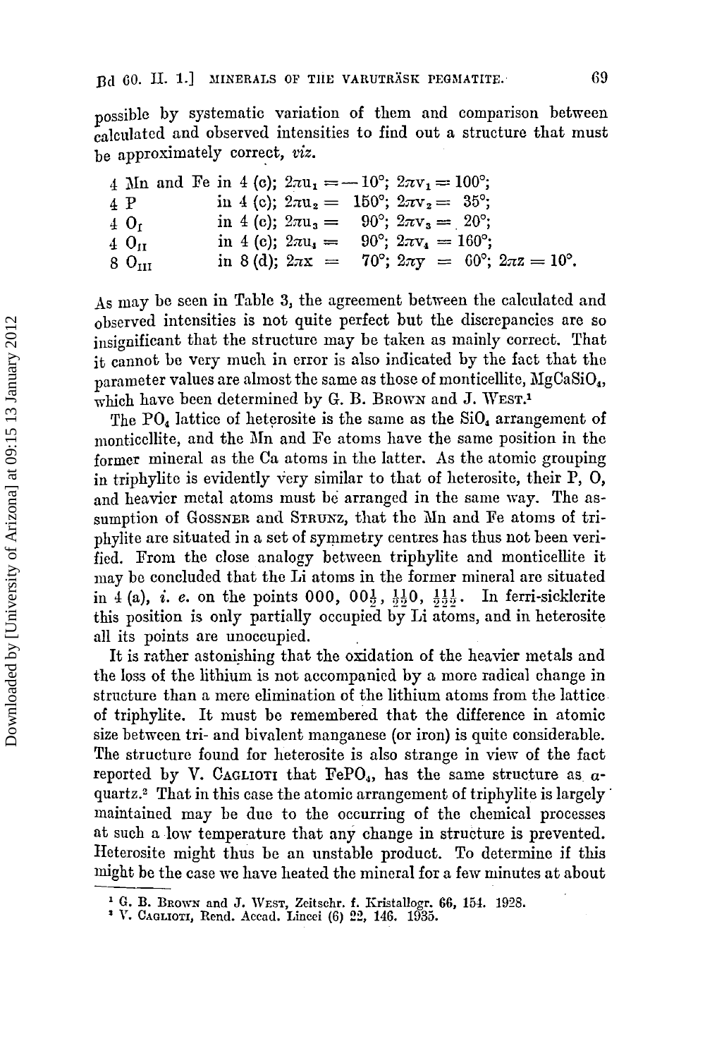possible by systematic variation of them and comparison between calculated and observed intensities to find out a structure that must be approximately correct, *viz.*

| | | |
|---|---|---|
| 4 Mn and Fe | in 4 (c); | $2\pi u_1 = -10°$; $2\pi v_1 = 100°$; |
| 4 P | in 4 (c); | $2\pi u_2 = 150°$; $2\pi v_2 = 35°$; |
| 4 $O_I$ | in 4 (c); | $2\pi u_3 = 90°$; $2\pi v_3 = 20°$; |
| 4 $O_{II}$ | in 4 (c); | $2\pi u_4 = 90°$; $2\pi v_4 = 160°$; |
| 8 $O_{III}$ | in 8 (d); | $2\pi x = 70°$; $2\pi y = 60°$; $2\pi z = 10°$. |

As may be seen in Table 3, the agreement between the calculated and observed intensities is not quite perfect but the discrepancies are so insignificant that the structure may be taken as mainly correct. That it cannot be very much in error is also indicated by the fact that the parameter values are almost the same as those of monticellite, $MgCaSiO_4$, which have been determined by G. B. Brown and J. West.[1]

The $PO_4$ lattice of heterosite is the same as the $SiO_4$ arrangement of monticellite, and the Mn and Fe atoms have the same position in the former mineral as the Ca atoms in the latter. As the atomic grouping in triphylite is evidently very similar to that of heterosite, their P, O, and heavier metal atoms must be arranged in the same way. The assumption of Gossner and Strunz, that the Mn and Fe atoms of triphylite are situated in a set of symmetry centres has thus not been verified. From the close analogy between triphylite and monticellite it may be concluded that the Li atoms in the former mineral are situated in 4 (a), *i. e.* on the points 000, $00\frac{1}{2}$, $\frac{1}{2}\frac{1}{2}0$, $\frac{1}{2}\frac{1}{2}\frac{1}{2}$. In ferri-sicklerite this position is only partially occupied by Li atoms, and in heterosite all its points are unoccupied.

It is rather astonishing that the oxidation of the heavier metals and the loss of the lithium is not accompanied by a more radical change in structure than a mere elimination of the lithium atoms from the lattice of triphylite. It must be remembered that the difference in atomic size between tri- and bivalent manganese (or iron) is quite considerable. The structure found for heterosite is also strange in view of the fact reported by V. Caglioti that $FePO_4$, has the same structure as $\alpha$-quartz.[2] That in this case the atomic arrangement of triphylite is largely maintained may be due to the occurring of the chemical processes at such a low temperature that any change in structure is prevented. Heterosite might thus be an unstable product. To determine if this might be the case we have heated the mineral for a few minutes at about

[1] G. B. Brown and J. West, Zeitschr. f. Kristallogr. 66, 154. 1928.

[2] V. Caglioti, Rend. Accad. Lincei (6) 22, 146. 1935.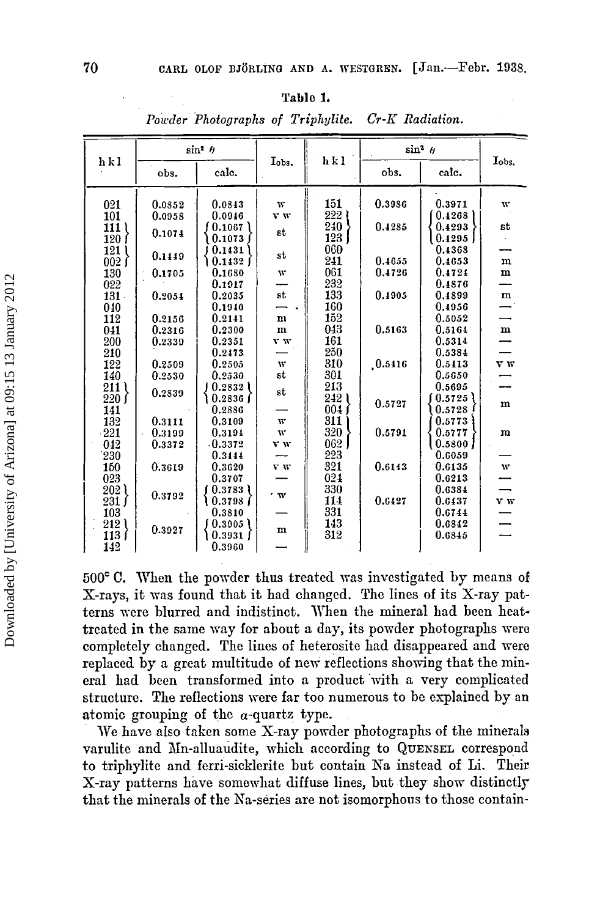**Table 1.**

*Powder Photographs of Triphylite. Cr-K Radiation.*

| h k l | $\sin^2 \theta$ obs. | $\sin^2 \theta$ calc. | $I_{obs.}$ | h k l | $\sin^2 \theta$ obs. | $\sin^2 \theta$ calc. | $I_{obs.}$ |
|---|---|---|---|---|---|---|---|
| 021 | 0.0852 | 0.0843 | w | 151 | 0.3986 | 0.3971 | w |
| 101 | 0.0958 | 0.0946 | v w | 222 | 0.4285 | 0.4268 | st |
| 111 | 0.1074 | 0.1067 | st | 240 | | 0.4293 | |
| 120 | | 0.1073 | | 123 | | 0.4295 | |
| 121 | 0.1449 | 0.1431 | st | 060 | | 0.4368 | — |
| 002 | | 0.1432 | | 241 | 0.4655 | 0.4653 | m |
| 130 | 0.1705 | 0.1680 | w | 061 | 0.4726 | 0.4724 | m |
| 022 | | 0.1917 | — | 232 | | 0.4876 | — |
| 131 | 0.2054 | 0.2035 | st | 133 | 0.4905 | 0.4899 | m |
| 040 | | 0.1940 | — | 160 | | 0.4956 | — |
| 112 | 0.2156 | 0.2141 | m | 152 | | 0.5052 | — |
| 041 | 0.2316 | 0.2300 | m | 043 | 0.5163 | 0.5164 | m |
| 200 | 0.2339 | 0.2351 | v w | 161 | | 0.5314 | — |
| 210 | | 0.2473 | — | 250 | | 0.5384 | — |
| 122 | 0.2509 | 0.2505 | w | 310 | 0.5416 | 0.5413 | v w |
| 140 | 0.2530 | 0.2530 | st | 301 | | 0.5650 | — |
| 211 | 0.2839 | 0.2832 | st | 213 | | 0.5695 | — |
| 220 | | 0.2836 | | 242 | 0.5727 | 0.5725 | m |
| 141 | | 0.2886 | — | 004 | | 0.5728 | |
| 132 | 0.3111 | 0.3109 | w | 311 | 0.5791 | 0.5773 | m |
| 221 | 0.3199 | 0.3194 | w | 320 | | 0.5777 | |
| 042 | 0.3372 | 0.3372 | v w | 062 | | 0.5800 | |
| 230 | | 0.3444 | — | 223 | | 0.6059 | — |
| 150 | 0.3619 | 0.3620 | v w | 321 | 0.6143 | 0.6135 | w |
| 023 | | 0.3707 | — | 024 | | 0.6213 | — |
| 202 | 0.3792 | 0.3783 | w | 330 | | 0.6384 | — |
| 231 | | 0.3798 | | 114 | 0.6427 | 0.6437 | v w |
| 103 | | 0.3810 | — | 331 | | 0.6744 | — |
| 212 | 0.3927 | 0.3905 | m | 143 | | 0.6842 | — |
| 113 | | 0.3931 | | 312 | | 0.6845 | — |
| 142 | | 0.3960 | — | | | | |

500° C. When the powder thus treated was investigated by means of X-rays, it was found that it had changed. The lines of its X-ray patterns were blurred and indistinct. When the mineral had been heat-treated in the same way for about a day, its powder photographs were completely changed. The lines of heterosite had disappeared and were replaced by a great multitude of new reflections showing that the mineral had been transformed into a product with a very complicated structure. The reflections were far too numerous to be explained by an atomic grouping of the $\alpha$-quartz type.

We have also taken some X-ray powder photographs of the minerals varulite and Mn-alluaudite, which according to QUENSEL correspond to triphylite and ferri-sicklerite but contain Na instead of Li. Their X-ray patterns have somewhat diffuse lines, but they show distinctly that the minerals of the Na-series are not isomorphous to those contain-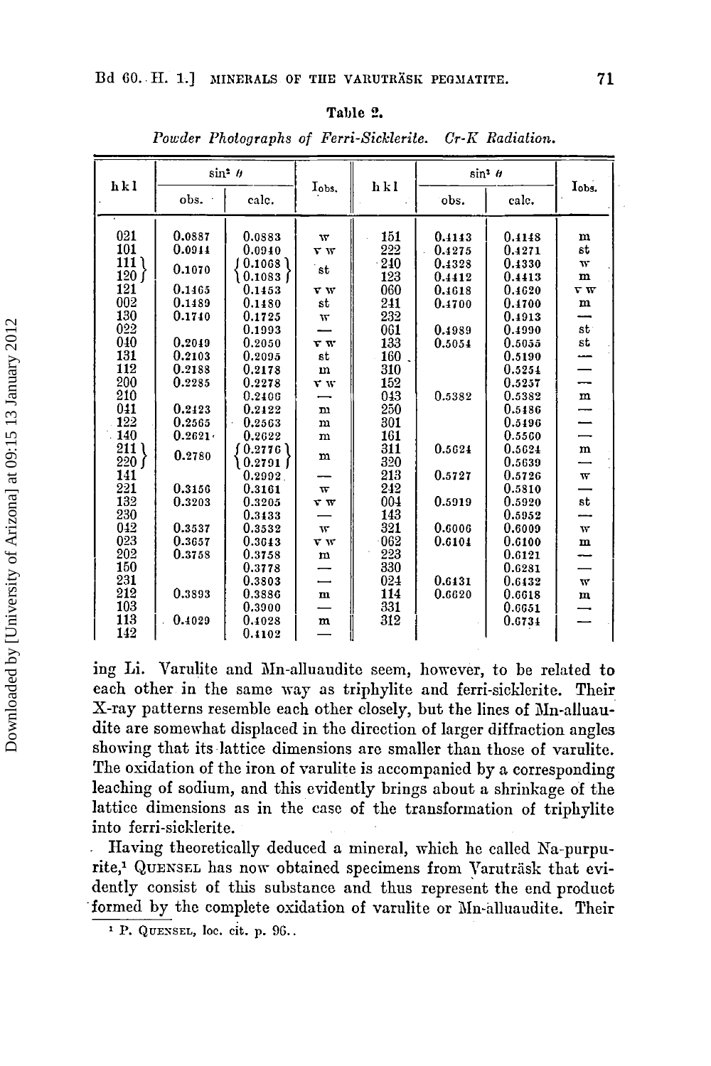**Table 2.**

*Powder Photographs of Ferri-Sicklerite. Cr-K Radiation.*

| hkl | $\sin^2 \theta$ obs. | $\sin^2 \theta$ calc. | $I_{obs.}$ | hkl | $\sin^2 \theta$ obs. | $\sin^2 \theta$ calc. | $I_{obs.}$ |
|---|---|---|---|---|---|---|---|
| 021 | 0.0887 | 0.0883 | w | 151 | 0.4143 | 0.4148 | m |
| 101 | 0.0944 | 0.0940 | v w | 222 | 0.4275 | 0.4271 | st |
| 111 / 120 | 0.1070 | 0.1068 / 0.1083 | st | 240 | 0.4328 | 0.4330 | w |
| | | | | 123 | 0.4412 | 0.4413 | m |
| 121 | 0.1465 | 0.1453 | v w | 060 | 0.4618 | 0.4620 | v w |
| 002 | 0.1489 | 0.1480 | st | 241 | 0.4700 | 0.4700 | m |
| 130 | 0.1740 | 0.1725 | w | 232 | | 0.4913 | — |
| 022 | | 0.1993 | — | 061 | 0.4989 | 0.4990 | st |
| 040 | 0.2049 | 0.2050 | v w | 133 | 0.5054 | 0.5055 | st |
| 131 | 0.2103 | 0.2095 | st | 160 | | 0.5190 | — |
| 112 | 0.2188 | 0.2178 | m | 310 | | 0.5254 | — |
| 200 | 0.2285 | 0.2278 | v w | 152 | | 0.5257 | — |
| 210 | | 0.2406 | — | 043 | 0.5382 | 0.5382 | m |
| 041 | 0.2423 | 0.2422 | m | 250 | | 0.5486 | — |
| 122 | 0.2565 | 0.2563 | m | 301 | | 0.5496 | — |
| 140 | 0.2621 | 0.2622 | m | 161 | | 0.5560 | — |
| 211 / 220 | 0.2780 | 0.2776 / 0.2791 | m | 311 | 0.5624 | 0.5624 | m |
| | | | | 320 | | 0.5639 | — |
| 141 | | 0.2992 | — | 213 | 0.5727 | 0.5726 | w |
| 221 | 0.3156 | 0.3161 | w | 242 | | 0.5810 | — |
| 132 | 0.3203 | 0.3205 | v w | 004 | 0.5919 | 0.5920 | st |
| 230 | | 0.3433 | — | 143 | | 0.5952 | — |
| 042 | 0.3537 | 0.3532 | w | 321 | 0.6006 | 0.6009 | w |
| 023 | 0.3657 | 0.3643 | v w | 062 | 0.6104 | 0.6100 | m |
| 202 | 0.3758 | 0.3758 | m | 223 | | 0.6121 | — |
| 150 | | 0.3778 | — | 330 | | 0.6281 | — |
| 231 | | 0.3803 | — | 024 | 0.6431 | 0.6432 | w |
| 212 | 0.3893 | 0.3886 | m | 114 | 0.6620 | 0.6618 | m |
| 103 | | 0.3900 | — | 331 | | 0.6651 | — |
| 113 | 0.4029 | 0.4028 | m | 312 | | 0.6734 | — |
| 142 | | 0.4102 | — | | | | |

ing Li. Varulite and Mn-alluaudite seem, however, to be related to each other in the same way as triphylite and ferri-sicklerite. Their X-ray patterns resemble each other closely, but the lines of Mn-alluaudite are somewhat displaced in the direction of larger diffraction angles showing that its lattice dimensions are smaller than those of varulite. The oxidation of the iron of varulite is accompanied by a corresponding leaching of sodium, and this evidently brings about a shrinkage of the lattice dimensions as in the case of the transformation of triphylite into ferri-sicklerite.

Having theoretically deduced a mineral, which he called Na-purpurite,[1] QUENSEL has now obtained specimens from Varuträsk that evidently consist of this substance and thus represent the end product formed by the complete oxidation of varulite or Mn-alluaudite. Their

[1] P. QUENSEL, loc. cit. p. 96.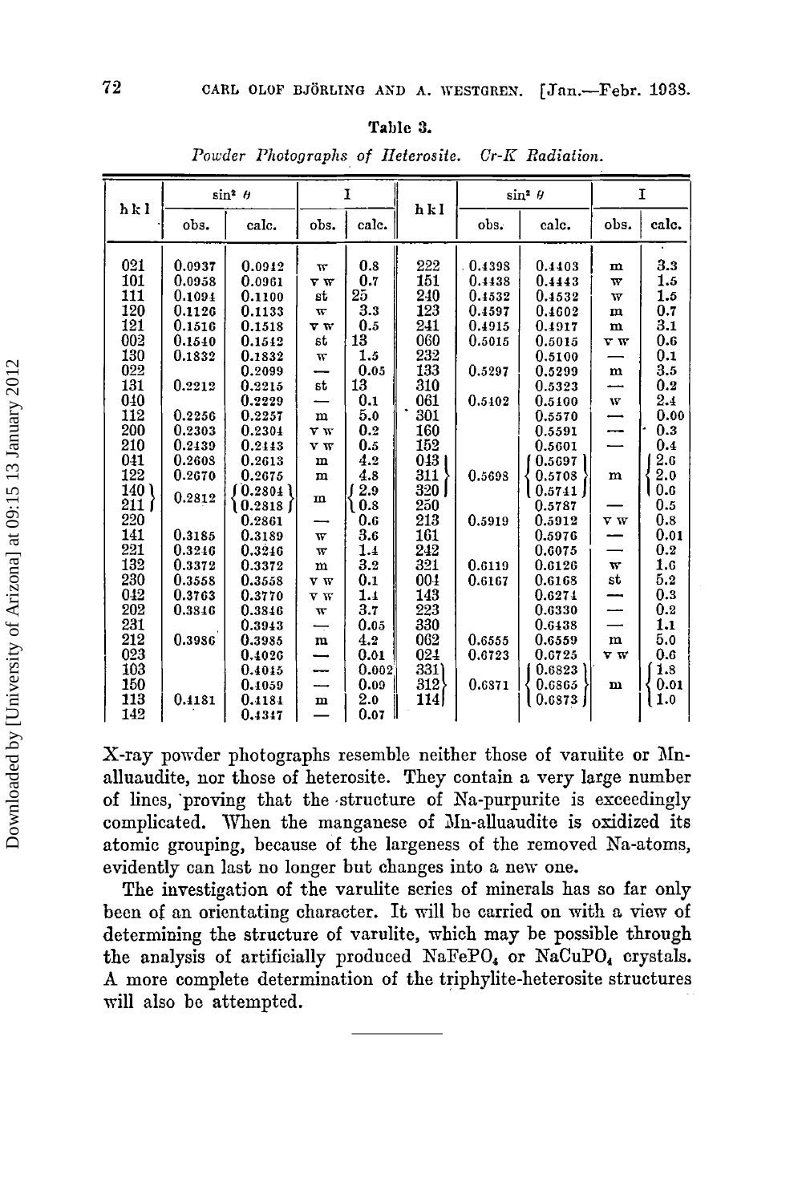Table 3.

*Powder Photographs of Heterosite. Cr-K Radiation.*

| h k l | $\sin^2 \theta$ obs. | $\sin^2 \theta$ calc. | I obs. | I calc. | h k l | $\sin^2 \theta$ obs. | $\sin^2 \theta$ calc. | I obs. | I calc. |
|---|---|---|---|---|---|---|---|---|---|
| 021 | 0.0937 | 0.0942 | w | 0.8 | 222 | 0.4398 | 0.4403 | m | 3.3 |
| 101 | 0.0958 | 0.0961 | v w | 0.7 | 151 | 0.4438 | 0.4443 | w | 1.5 |
| 111 | 0.1094 | 0.1100 | st | 25 | 240 | 0.4532 | 0.4532 | w | 1.5 |
| 120 | 0.1126 | 0.1133 | w | 3.3 | 123 | 0.4597 | 0.4602 | m | 0.7 |
| 121 | 0.1516 | 0.1518 | v w | 0.5 | 241 | 0.4915 | 0.4917 | m | 3.1 |
| 002 | 0.1540 | 0.1542 | st | 13 | 060 | 0.5015 | 0.5015 | v w | 0.6 |
| 130 | 0.1832 | 0.1832 | w | 1.5 | 232 | | 0.5100 | — | 0.1 |
| 022 | | 0.2099 | — | 0.05 | 133 | 0.5297 | 0.5299 | m | 3.5 |
| 131 | 0.2212 | 0.2215 | st | 13 | 310 | | 0.5323 | — | 0.2 |
| 040 | | 0.2229 | — | 0.1 | 061 | 0.5402 | 0.5400 | w | 2.4 |
| 112 | 0.2256 | 0.2257 | m | 5.0 | 301 | | 0.5570 | — | 0.00 |
| 200 | 0.2303 | 0.2304 | v w | 0.2 | 160 | | 0.5591 | — | 0.3 |
| 210 | 0.2439 | 0.2443 | v w | 0.5 | 152 | | 0.5601 | — | 0.4 |
| 041 | 0.2608 | 0.2613 | m | 4.2 | 043 | | 0.5697 | | 2.6 |
| 122 | 0.2670 | 0.2675 | m | 4.8 | 311 | 0.5698 | 0.5708 | m | 2.0 |
| 140 | 0.2812 | 0.2804 | m | 2.9 | 320 | | 0.5741 | | 0.6 |
| 211 | | 0.2818 | | 0.8 | 250 | | 0.5787 | — | 0.5 |
| 220 | | 0.2861 | — | 0.6 | 213 | 0.5919 | 0.5912 | v w | 0.8 |
| 141 | 0.3185 | 0.3189 | w | 3.6 | 161 | | 0.5976 | — | 0.01 |
| 221 | 0.3246 | 0.3246 | w | 1.4 | 242 | | 0.6075 | — | 0.2 |
| 132 | 0.3372 | 0.3372 | m | 3.2 | 321 | 0.6119 | 0.6126 | w | 1.6 |
| 230 | 0.3558 | 0.3558 | v w | 0.1 | 004 | 0.6167 | 0.6168 | st | 5.2 |
| 042 | 0.3763 | 0.3770 | v w | 1.4 | 143 | | 0.6274 | — | 0.3 |
| 202 | 0.3846 | 0.3846 | w | 3.7 | 223 | | 0.6330 | — | 0.2 |
| 231 | | 0.3943 | — | 0.05 | 330 | | 0.6438 | — | 1.1 |
| 212 | 0.3986 | 0.3985 | m | 4.2 | 062 | 0.6555 | 0.6559 | m | 5.0 |
| 023 | | 0.4026 | — | 0.01 | 024 | 0.6723 | 0.6725 | v w | 0.6 |
| 103 | | 0.4045 | — | 0.002 | 331 | | 0.6823 | | 1.8 |
| 150 | | 0.4059 | — | 0.09 | 312 | 0.6871 | 0.6865 | m | 0.01 |
| 113 | 0.4181 | 0.4184 | m | 2.0 | 114 | | 0.6873 | | 1.0 |
| 142 | | 0.4347 | — | 0.07 | | | | | |

X-ray powder photographs resemble neither those of varulite or Mn-alluaudite, nor those of heterosite. They contain a very large number of lines, proving that the structure of Na-purpurite is exceedingly complicated. When the manganese of Mn-alluaudite is oxidized its atomic grouping, because of the largeness of the removed Na-atoms, evidently can last no longer but changes into a new one.

The investigation of the varulite series of minerals has so far only been of an orientating character. It will be carried on with a view of determining the structure of varulite, which may be possible through the analysis of artificially produced $NaFePO_4$ or $NaCuPO_4$ crystals. A more complete determination of the triphylite-heterosite structures will also be attempted.